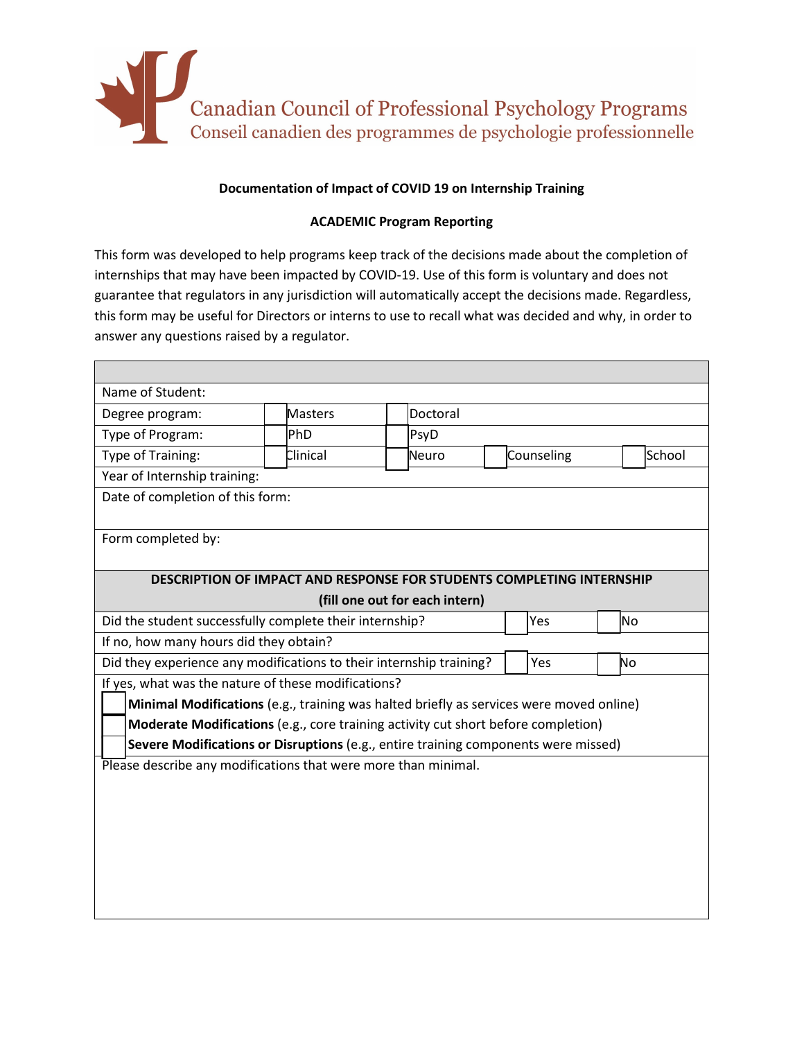Canadian Council of Professional Psychology Programs
Conseil canadien des programmes de psychologie professionnelle

**Documentation of Impact of COVID 19 on Internship Training**

**ACADEMIC Program Reporting**

This form was developed to help programs keep track of the decisions made about the completion of internships that may have been impacted by COVID-19. Use of this form is voluntary and does not guarantee that regulators in any jurisdiction will automatically accept the decisions made. Regardless, this form may be useful for Directors or interns to use to recall what was decided and why, in order to answer any questions raised by a regulator.

| | | | | |
|---|---|---|---|---|
| Name of Student: | | | | |
| Degree program: | ☐ Masters | ☐ Doctoral | | |
| Type of Program: | ☐ PhD | ☐ PsyD | | |
| Type of Training: | ☐ Clinical | ☐ Neuro | ☐ Counseling | ☐ School |
| Year of Internship training: | | | | |
| Date of completion of this form: | | | | |
| Form completed by: | | | | |

**DESCRIPTION OF IMPACT AND RESPONSE FOR STUDENTS COMPLETING INTERNSHIP**
**(fill one out for each intern)**

| | | |
|---|---|---|
| Did the student successfully complete their internship? | ☐ Yes | ☐ No |
| If no, how many hours did they obtain? | | |
| Did they experience any modifications to their internship training? | ☐ Yes | ☐ No |

If yes, what was the nature of these modifications?

- ☐ **Minimal Modifications** (e.g., training was halted briefly as services were moved online)
- ☐ **Moderate Modifications** (e.g., core training activity cut short before completion)
- ☐ **Severe Modifications or Disruptions** (e.g., entire training components were missed)

Please describe any modifications that were more than minimal.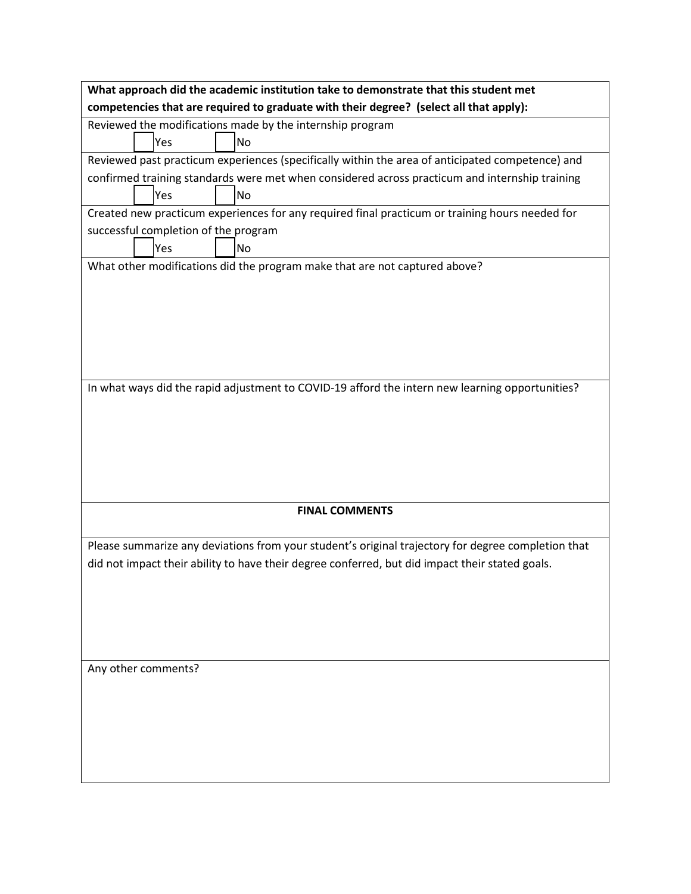**What approach did the academic institution take to demonstrate that this student met competencies that are required to graduate with their degree? (select all that apply):**

Reviewed the modifications made by the internship program

☐ Yes ☐ No

Reviewed past practicum experiences (specifically within the area of anticipated competence) and confirmed training standards were met when considered across practicum and internship training

☐ Yes ☐ No

Created new practicum experiences for any required final practicum or training hours needed for successful completion of the program

☐ Yes ☐ No

What other modifications did the program make that are not captured above?

In what ways did the rapid adjustment to COVID-19 afford the intern new learning opportunities?

## FINAL COMMENTS

Please summarize any deviations from your student's original trajectory for degree completion that did not impact their ability to have their degree conferred, but did impact their stated goals.

Any other comments?